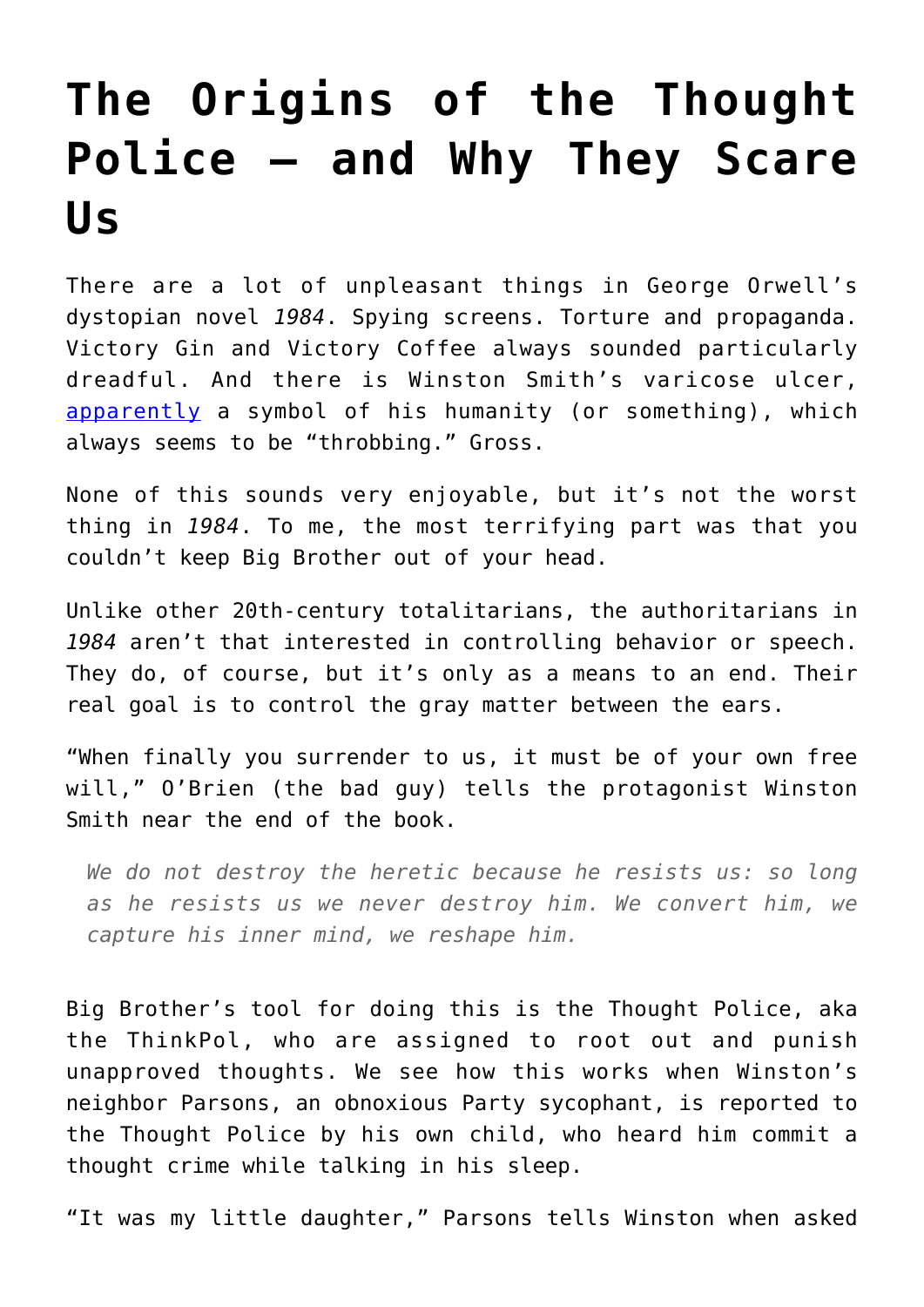# The Origins of the Thought Police — and Why They Scare Us

There are a lot of unpleasant things in George Orwell's dystopian novel *1984*. Spying screens. Torture and propaganda. Victory Gin and Victory Coffee always sounded particularly dreadful. And there is Winston Smith's varicose ulcer, [apparently](apparently) a symbol of his humanity (or something), which always seems to be "throbbing." Gross.

None of this sounds very enjoyable, but it's not the worst thing in *1984*. To me, the most terrifying part was that you couldn't keep Big Brother out of your head.

Unlike other 20th-century totalitarians, the authoritarians in *1984* aren't that interested in controlling behavior or speech. They do, of course, but it's only as a means to an end. Their real goal is to control the gray matter between the ears.

"When finally you surrender to us, it must be of your own free will," O'Brien (the bad guy) tells the protagonist Winston Smith near the end of the book.

> *We do not destroy the heretic because he resists us: so long as he resists us we never destroy him. We convert him, we capture his inner mind, we reshape him.*

Big Brother's tool for doing this is the Thought Police, aka the ThinkPol, who are assigned to root out and punish unapproved thoughts. We see how this works when Winston's neighbor Parsons, an obnoxious Party sycophant, is reported to the Thought Police by his own child, who heard him commit a thought crime while talking in his sleep.

"It was my little daughter," Parsons tells Winston when asked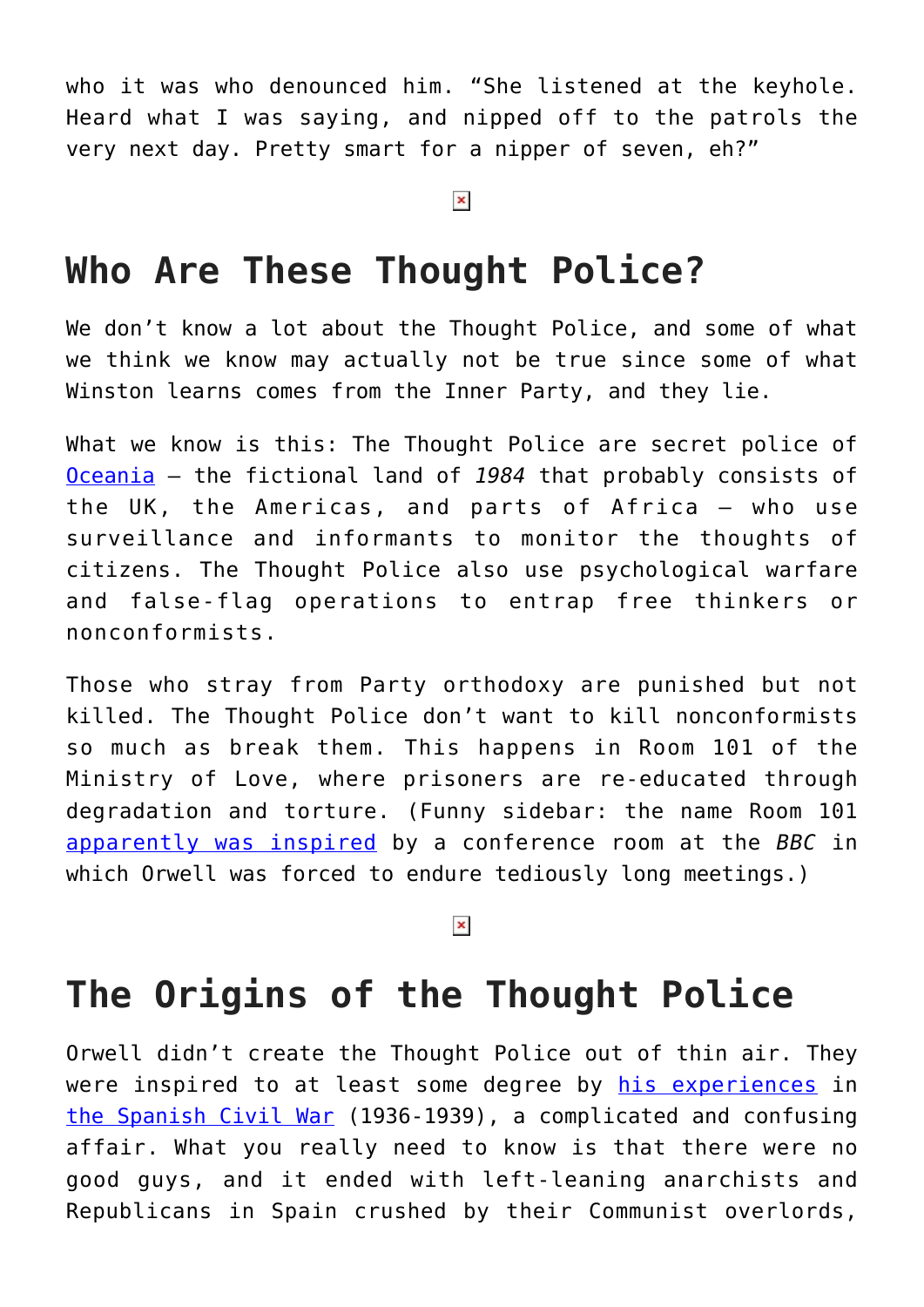who it was who denounced him. “She listened at the keyhole. Heard what I was saying, and nipped off to the patrols the very next day. Pretty smart for a nipper of seven, eh?”

## Who Are These Thought Police?

We don’t know a lot about the Thought Police, and some of what we think we know may actually not be true since some of what Winston learns comes from the Inner Party, and they lie.

What we know is this: The Thought Police are secret police of Oceania – the fictional land of *1984* that probably consists of the UK, the Americas, and parts of Africa – who use surveillance and informants to monitor the thoughts of citizens. The Thought Police also use psychological warfare and false-flag operations to entrap free thinkers or nonconformists.

Those who stray from Party orthodoxy are punished but not killed. The Thought Police don’t want to kill nonconformists so much as break them. This happens in Room 101 of the Ministry of Love, where prisoners are re-educated through degradation and torture. (Funny sidebar: the name Room 101 apparently was inspired by a conference room at the *BBC* in which Orwell was forced to endure tediously long meetings.)

## The Origins of the Thought Police

Orwell didn’t create the Thought Police out of thin air. They were inspired to at least some degree by his experiences in the Spanish Civil War (1936-1939), a complicated and confusing affair. What you really need to know is that there were no good guys, and it ended with left-leaning anarchists and Republicans in Spain crushed by their Communist overlords,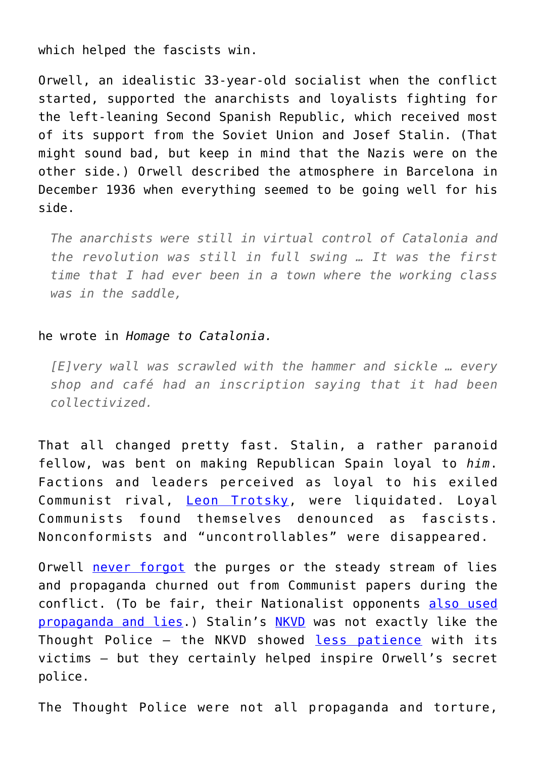which helped the fascists win.

Orwell, an idealistic 33-year-old socialist when the conflict started, supported the anarchists and loyalists fighting for the left-leaning Second Spanish Republic, which received most of its support from the Soviet Union and Josef Stalin. (That might sound bad, but keep in mind that the Nazis were on the other side.) Orwell described the atmosphere in Barcelona in December 1936 when everything seemed to be going well for his side.

> *The anarchists were still in virtual control of Catalonia and the revolution was still in full swing … It was the first time that I had ever been in a town where the working class was in the saddle,*

he wrote in *Homage to Catalonia.*

> *[E]very wall was scrawled with the hammer and sickle … every shop and café had an inscription saying that it had been collectivized.*

That all changed pretty fast. Stalin, a rather paranoid fellow, was bent on making Republican Spain loyal to *him*. Factions and leaders perceived as loyal to his exiled Communist rival, Leon Trotsky, were liquidated. Loyal Communists found themselves denounced as fascists. Nonconformists and "uncontrollables" were disappeared.

Orwell never forgot the purges or the steady stream of lies and propaganda churned out from Communist papers during the conflict. (To be fair, their Nationalist opponents also used propaganda and lies.) Stalin's NKVD was not exactly like the Thought Police – the NKVD showed less patience with its victims – but they certainly helped inspire Orwell's secret police.

The Thought Police were not all propaganda and torture,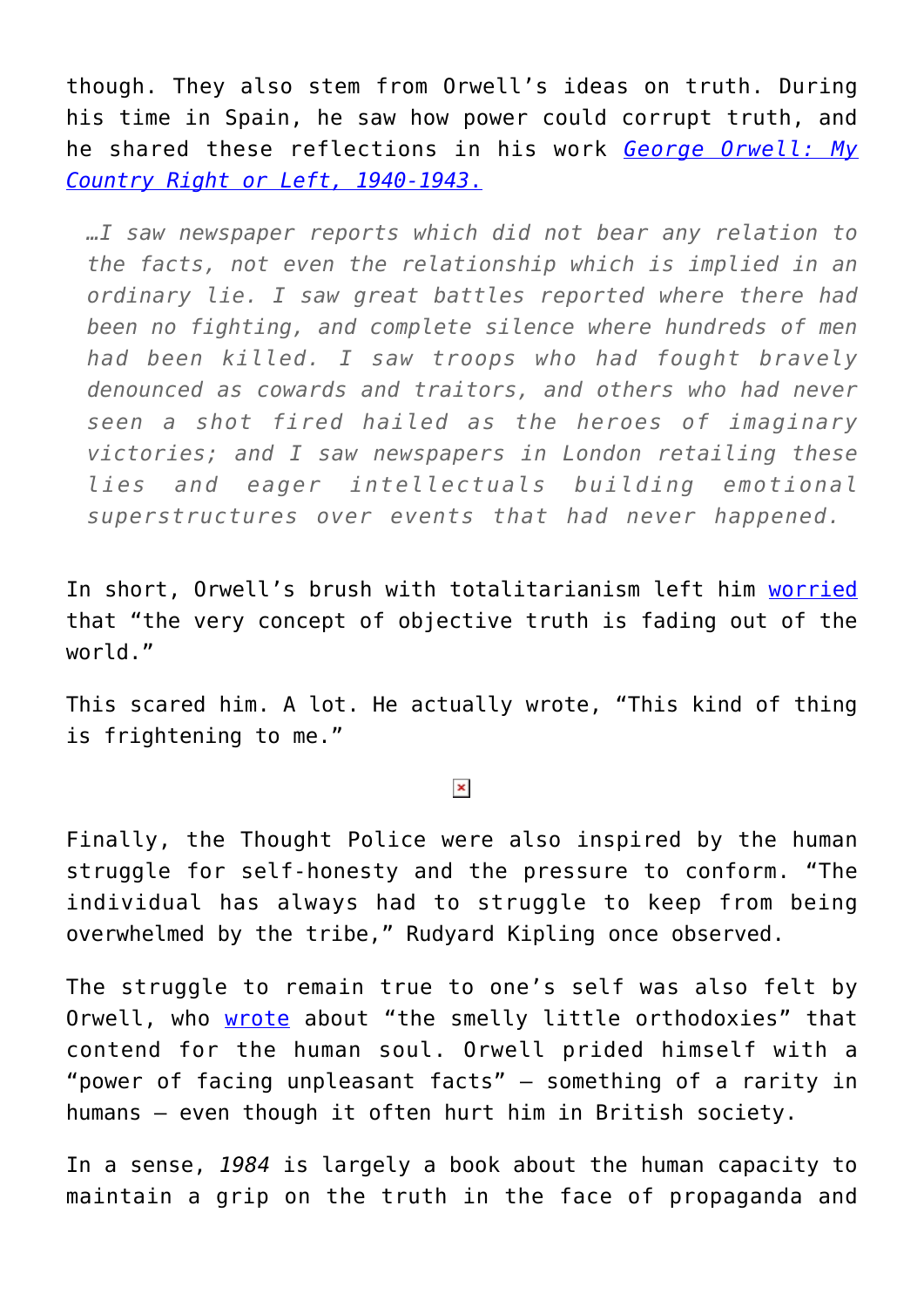though. They also stem from Orwell's ideas on truth. During his time in Spain, he saw how power could corrupt truth, and he shared these reflections in his work [*George Orwell: My Country Right or Left, 1940-1943.*]

> *…I saw newspaper reports which did not bear any relation to the facts, not even the relationship which is implied in an ordinary lie. I saw great battles reported where there had been no fighting, and complete silence where hundreds of men had been killed. I saw troops who had fought bravely denounced as cowards and traitors, and others who had never seen a shot fired hailed as the heroes of imaginary victories; and I saw newspapers in London retailing these lies and eager intellectuals building emotional superstructures over events that had never happened.*

In short, Orwell's brush with totalitarianism left him worried that "the very concept of objective truth is fading out of the world."

This scared him. A lot. He actually wrote, "This kind of thing is frightening to me."

Finally, the Thought Police were also inspired by the human struggle for self-honesty and the pressure to conform. "The individual has always had to struggle to keep from being overwhelmed by the tribe," Rudyard Kipling once observed.

The struggle to remain true to one's self was also felt by Orwell, who wrote about "the smelly little orthodoxies" that contend for the human soul. Orwell prided himself with a "power of facing unpleasant facts" – something of a rarity in humans – even though it often hurt him in British society.

In a sense, *1984* is largely a book about the human capacity to maintain a grip on the truth in the face of propaganda and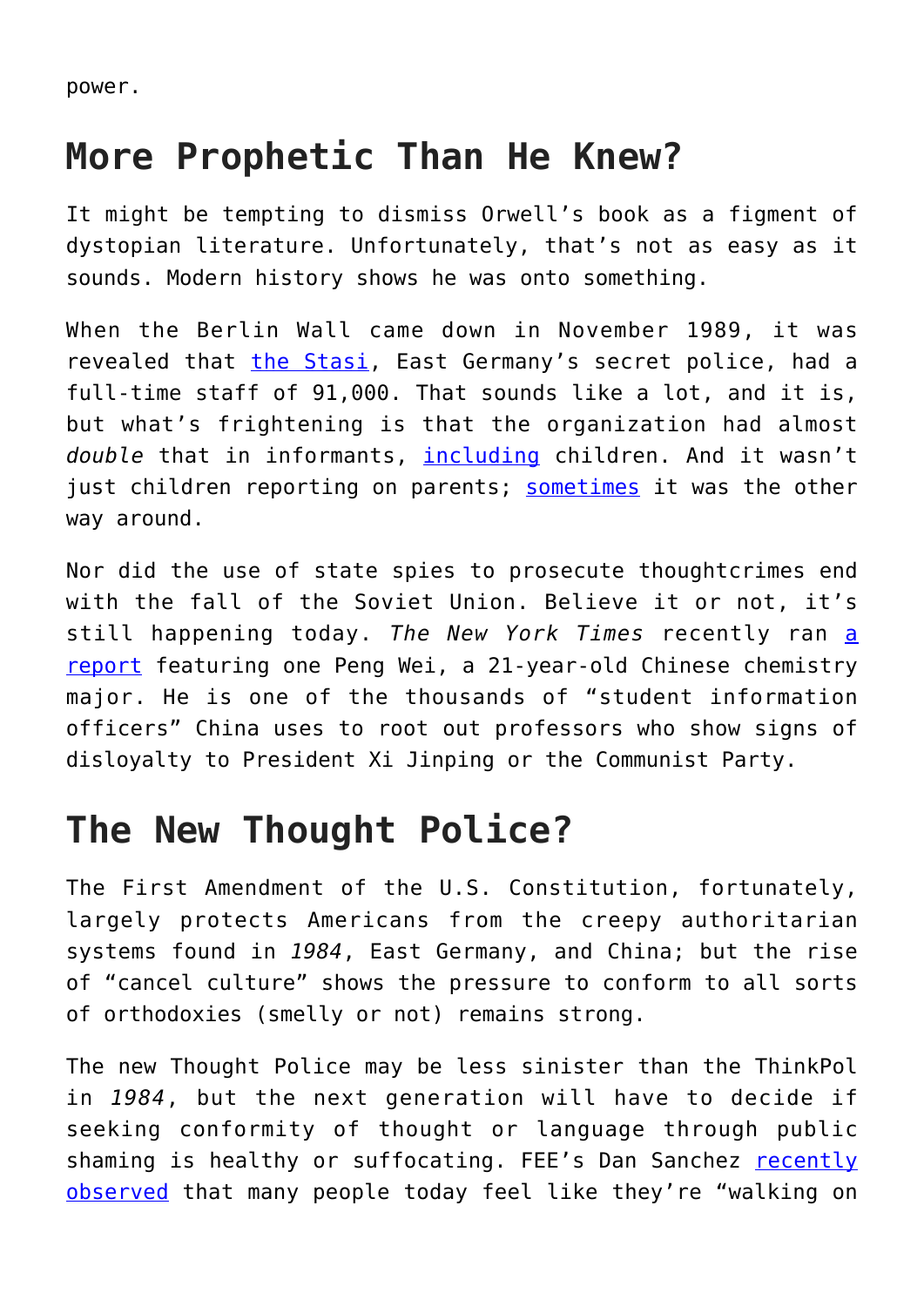power.

## More Prophetic Than He Knew?

It might be tempting to dismiss Orwell's book as a figment of dystopian literature. Unfortunately, that's not as easy as it sounds. Modern history shows he was onto something.

When the Berlin Wall came down in November 1989, it was revealed that the Stasi, East Germany's secret police, had a full-time staff of 91,000. That sounds like a lot, and it is, but what's frightening is that the organization had almost *double* that in informants, including children. And it wasn't just children reporting on parents; sometimes it was the other way around.

Nor did the use of state spies to prosecute thoughtcrimes end with the fall of the Soviet Union. Believe it or not, it's still happening today. *The New York Times* recently ran a report featuring one Peng Wei, a 21-year-old Chinese chemistry major. He is one of the thousands of "student information officers" China uses to root out professors who show signs of disloyalty to President Xi Jinping or the Communist Party.

## The New Thought Police?

The First Amendment of the U.S. Constitution, fortunately, largely protects Americans from the creepy authoritarian systems found in *1984*, East Germany, and China; but the rise of "cancel culture" shows the pressure to conform to all sorts of orthodoxies (smelly or not) remains strong.

The new Thought Police may be less sinister than the ThinkPol in *1984*, but the next generation will have to decide if seeking conformity of thought or language through public shaming is healthy or suffocating. FEE's Dan Sanchez recently observed that many people today feel like they're "walking on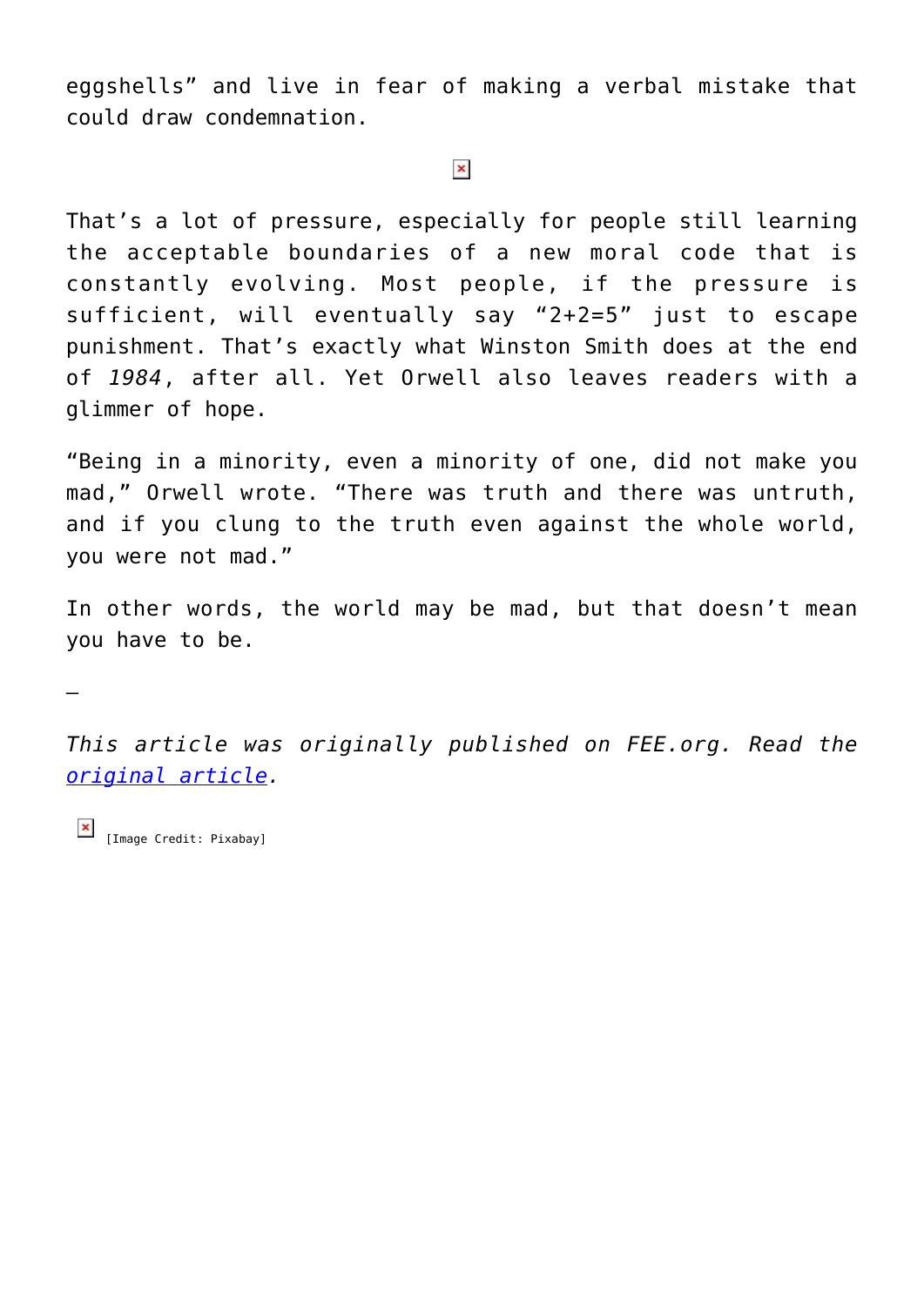eggshells" and live in fear of making a verbal mistake that could draw condemnation.

That's a lot of pressure, especially for people still learning the acceptable boundaries of a new moral code that is constantly evolving. Most people, if the pressure is sufficient, will eventually say "2+2=5" just to escape punishment. That's exactly what Winston Smith does at the end of *1984*, after all. Yet Orwell also leaves readers with a glimmer of hope.

"Being in a minority, even a minority of one, did not make you mad," Orwell wrote. "There was truth and there was untruth, and if you clung to the truth even against the whole world, you were not mad."

In other words, the world may be mad, but that doesn't mean you have to be.

—

*This article was originally published on FEE.org. Read the [original article](original article).*

[Image Credit: Pixabay]